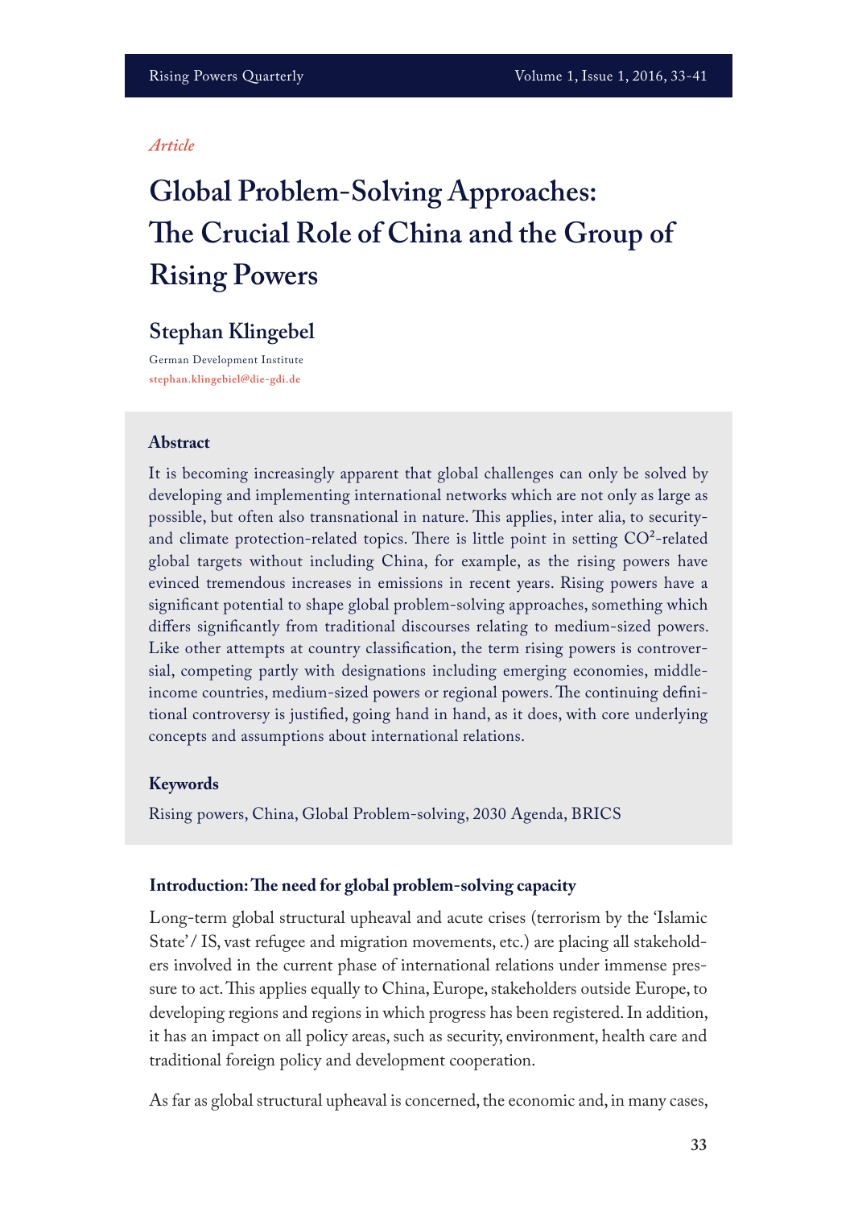*Article*

# Global Problem-Solving Approaches: The Crucial Role of China and the Group of Rising Powers

## Stephan Klingebel

German Development Institute
stephan.klingebiel@die-gdi.de

### Abstract

It is becoming increasingly apparent that global challenges can only be solved by developing and implementing international networks which are not only as large as possible, but often also transnational in nature. This applies, inter alia, to security- and climate protection-related topics. There is little point in setting $CO^2$-related global targets without including China, for example, as the rising powers have evinced tremendous increases in emissions in recent years. Rising powers have a significant potential to shape global problem-solving approaches, something which differs significantly from traditional discourses relating to medium-sized powers. Like other attempts at country classification, the term rising powers is controversial, competing partly with designations including emerging economies, middle-income countries, medium-sized powers or regional powers. The continuing definitional controversy is justified, going hand in hand, as it does, with core underlying concepts and assumptions about international relations.

### Keywords

Rising powers, China, Global Problem-solving, 2030 Agenda, BRICS

### Introduction: The need for global problem-solving capacity

Long-term global structural upheaval and acute crises (terrorism by the 'Islamic State'/ IS, vast refugee and migration movements, etc.) are placing all stakeholders involved in the current phase of international relations under immense pressure to act. This applies equally to China, Europe, stakeholders outside Europe, to developing regions and regions in which progress has been registered. In addition, it has an impact on all policy areas, such as security, environment, health care and traditional foreign policy and development cooperation.

As far as global structural upheaval is concerned, the economic and, in many cases,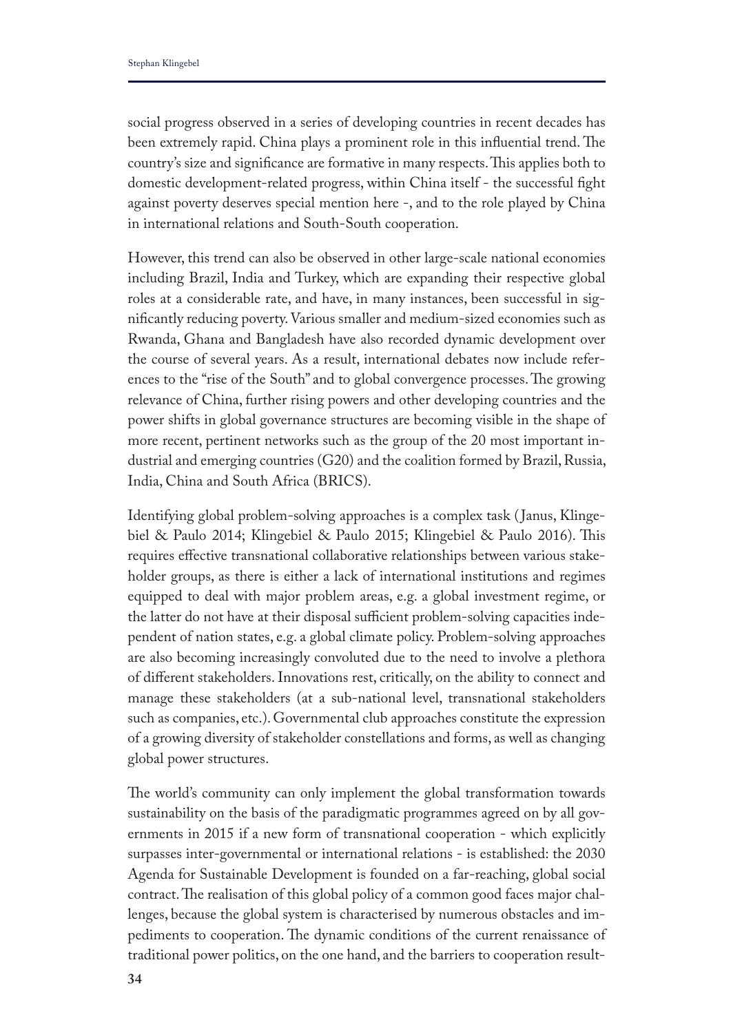social progress observed in a series of developing countries in recent decades has been extremely rapid. China plays a prominent role in this influential trend. The country's size and significance are formative in many respects. This applies both to domestic development-related progress, within China itself - the successful fight against poverty deserves special mention here -, and to the role played by China in international relations and South-South cooperation.

However, this trend can also be observed in other large-scale national economies including Brazil, India and Turkey, which are expanding their respective global roles at a considerable rate, and have, in many instances, been successful in significantly reducing poverty. Various smaller and medium-sized economies such as Rwanda, Ghana and Bangladesh have also recorded dynamic development over the course of several years. As a result, international debates now include references to the "rise of the South" and to global convergence processes. The growing relevance of China, further rising powers and other developing countries and the power shifts in global governance structures are becoming visible in the shape of more recent, pertinent networks such as the group of the 20 most important industrial and emerging countries (G20) and the coalition formed by Brazil, Russia, India, China and South Africa (BRICS).

Identifying global problem-solving approaches is a complex task (Janus, Klingebiel & Paulo 2014; Klingebiel & Paulo 2015; Klingebiel & Paulo 2016). This requires effective transnational collaborative relationships between various stakeholder groups, as there is either a lack of international institutions and regimes equipped to deal with major problem areas, e.g. a global investment regime, or the latter do not have at their disposal sufficient problem-solving capacities independent of nation states, e.g. a global climate policy. Problem-solving approaches are also becoming increasingly convoluted due to the need to involve a plethora of different stakeholders. Innovations rest, critically, on the ability to connect and manage these stakeholders (at a sub-national level, transnational stakeholders such as companies, etc.). Governmental club approaches constitute the expression of a growing diversity of stakeholder constellations and forms, as well as changing global power structures.

The world's community can only implement the global transformation towards sustainability on the basis of the paradigmatic programmes agreed on by all governments in 2015 if a new form of transnational cooperation - which explicitly surpasses inter-governmental or international relations - is established: the 2030 Agenda for Sustainable Development is founded on a far-reaching, global social contract. The realisation of this global policy of a common good faces major challenges, because the global system is characterised by numerous obstacles and impediments to cooperation. The dynamic conditions of the current renaissance of traditional power politics, on the one hand, and the barriers to cooperation result-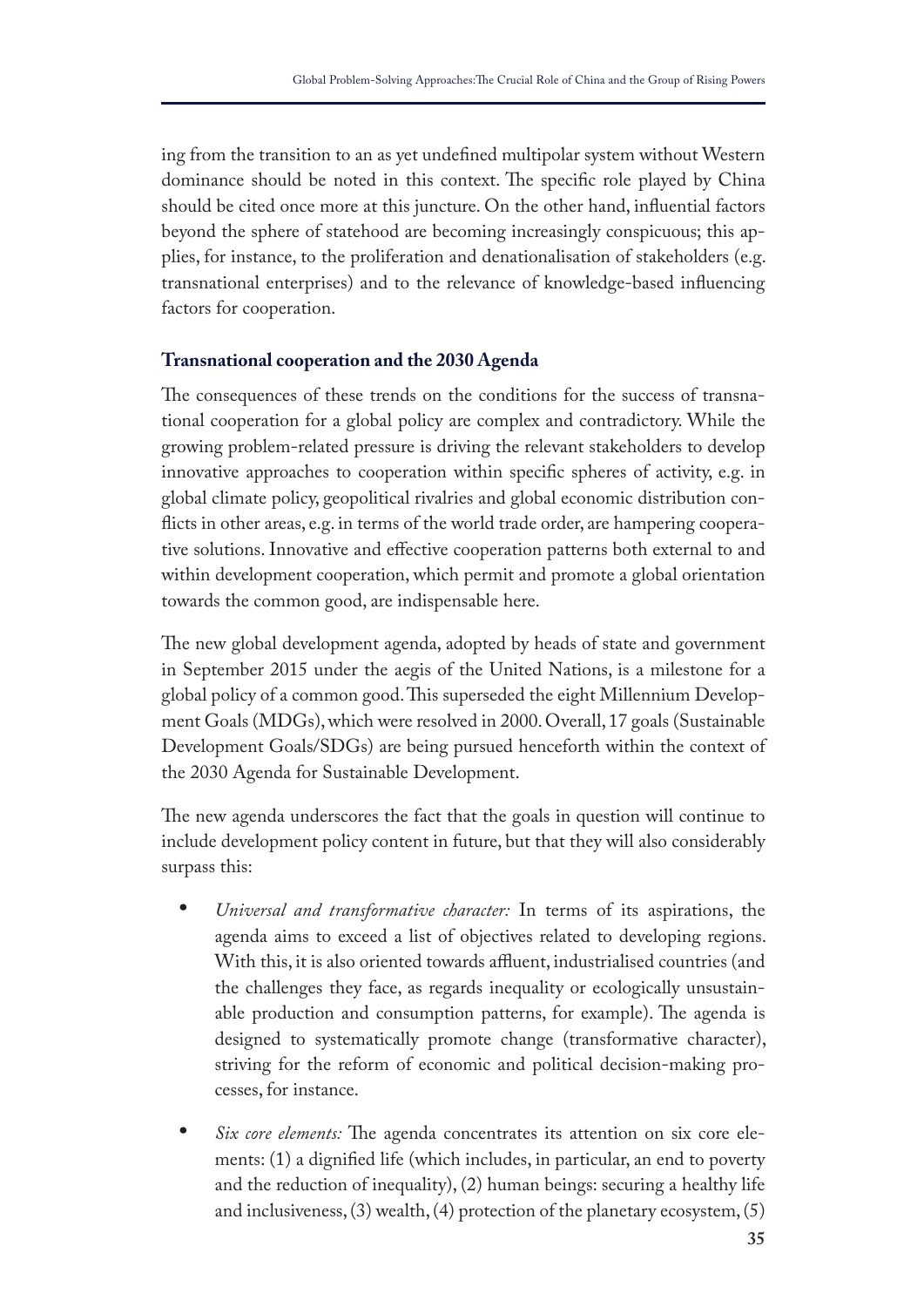ing from the transition to an as yet undefined multipolar system without Western dominance should be noted in this context. The specific role played by China should be cited once more at this juncture. On the other hand, influential factors beyond the sphere of statehood are becoming increasingly conspicuous; this applies, for instance, to the proliferation and denationalisation of stakeholders (e.g. transnational enterprises) and to the relevance of knowledge-based influencing factors for cooperation.

## Transnational cooperation and the 2030 Agenda

The consequences of these trends on the conditions for the success of transnational cooperation for a global policy are complex and contradictory. While the growing problem-related pressure is driving the relevant stakeholders to develop innovative approaches to cooperation within specific spheres of activity, e.g. in global climate policy, geopolitical rivalries and global economic distribution conflicts in other areas, e.g. in terms of the world trade order, are hampering cooperative solutions. Innovative and effective cooperation patterns both external to and within development cooperation, which permit and promote a global orientation towards the common good, are indispensable here.

The new global development agenda, adopted by heads of state and government in September 2015 under the aegis of the United Nations, is a milestone for a global policy of a common good. This superseded the eight Millennium Development Goals (MDGs), which were resolved in 2000. Overall, 17 goals (Sustainable Development Goals/SDGs) are being pursued henceforth within the context of the 2030 Agenda for Sustainable Development.

The new agenda underscores the fact that the goals in question will continue to include development policy content in future, but that they will also considerably surpass this:

- *Universal and transformative character:* In terms of its aspirations, the agenda aims to exceed a list of objectives related to developing regions. With this, it is also oriented towards affluent, industrialised countries (and the challenges they face, as regards inequality or ecologically unsustainable production and consumption patterns, for example). The agenda is designed to systematically promote change (transformative character), striving for the reform of economic and political decision-making processes, for instance.

- *Six core elements:* The agenda concentrates its attention on six core elements: (1) a dignified life (which includes, in particular, an end to poverty and the reduction of inequality), (2) human beings: securing a healthy life and inclusiveness, (3) wealth, (4) protection of the planetary ecosystem, (5)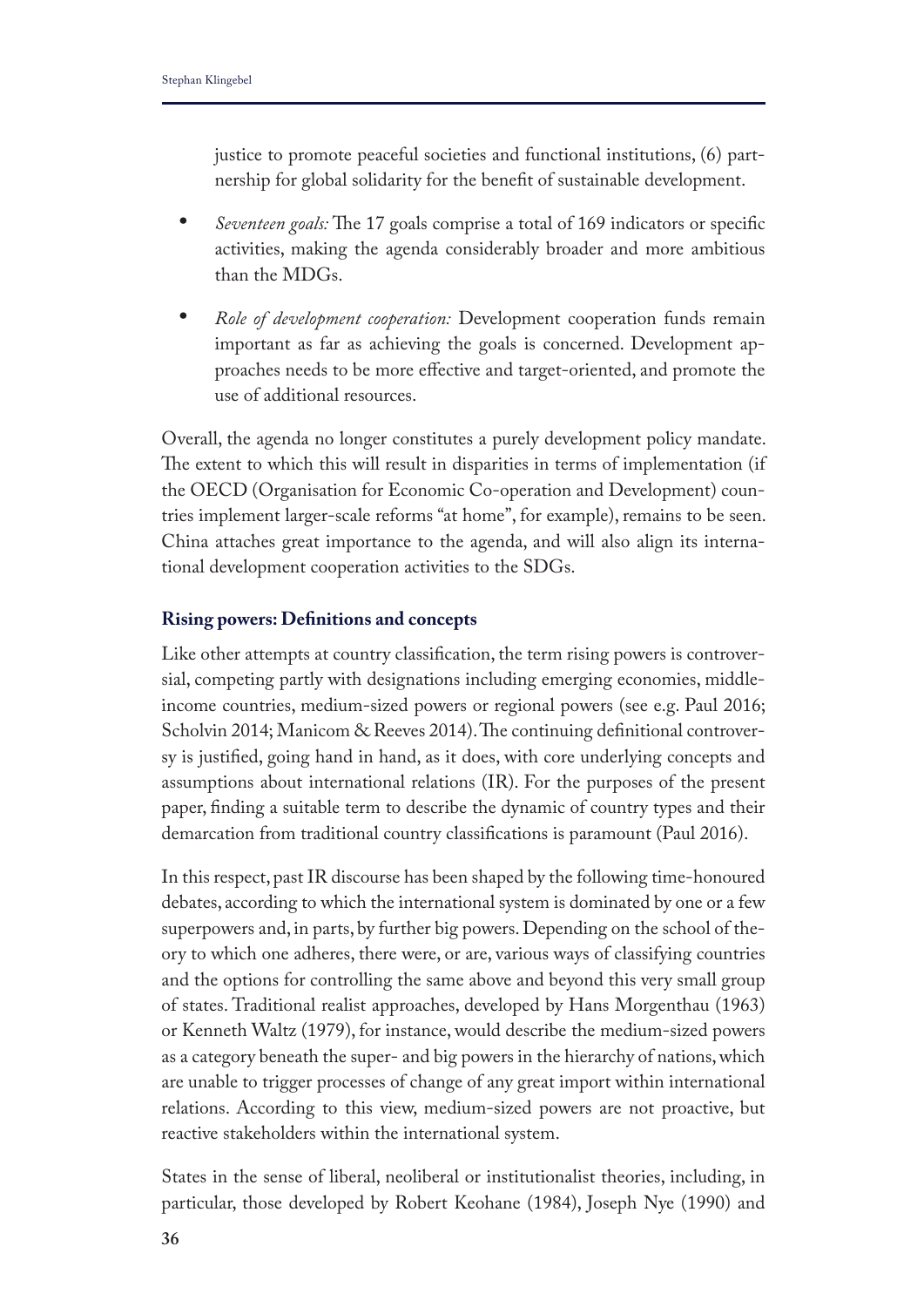justice to promote peaceful societies and functional institutions, (6) partnership for global solidarity for the benefit of sustainable development.

- *Seventeen goals:* The 17 goals comprise a total of 169 indicators or specific activities, making the agenda considerably broader and more ambitious than the MDGs.
- *Role of development cooperation:* Development cooperation funds remain important as far as achieving the goals is concerned. Development approaches needs to be more effective and target-oriented, and promote the use of additional resources.

Overall, the agenda no longer constitutes a purely development policy mandate. The extent to which this will result in disparities in terms of implementation (if the OECD (Organisation for Economic Co-operation and Development) countries implement larger-scale reforms "at home", for example), remains to be seen. China attaches great importance to the agenda, and will also align its international development cooperation activities to the SDGs.

### Rising powers: Definitions and concepts

Like other attempts at country classification, the term rising powers is controversial, competing partly with designations including emerging economies, middle-income countries, medium-sized powers or regional powers (see e.g. Paul 2016; Scholvin 2014; Manicom & Reeves 2014). The continuing definitional controversy is justified, going hand in hand, as it does, with core underlying concepts and assumptions about international relations (IR). For the purposes of the present paper, finding a suitable term to describe the dynamic of country types and their demarcation from traditional country classifications is paramount (Paul 2016).

In this respect, past IR discourse has been shaped by the following time-honoured debates, according to which the international system is dominated by one or a few superpowers and, in parts, by further big powers. Depending on the school of theory to which one adheres, there were, or are, various ways of classifying countries and the options for controlling the same above and beyond this very small group of states. Traditional realist approaches, developed by Hans Morgenthau (1963) or Kenneth Waltz (1979), for instance, would describe the medium-sized powers as a category beneath the super- and big powers in the hierarchy of nations, which are unable to trigger processes of change of any great import within international relations. According to this view, medium-sized powers are not proactive, but reactive stakeholders within the international system.

States in the sense of liberal, neoliberal or institutionalist theories, including, in particular, those developed by Robert Keohane (1984), Joseph Nye (1990) and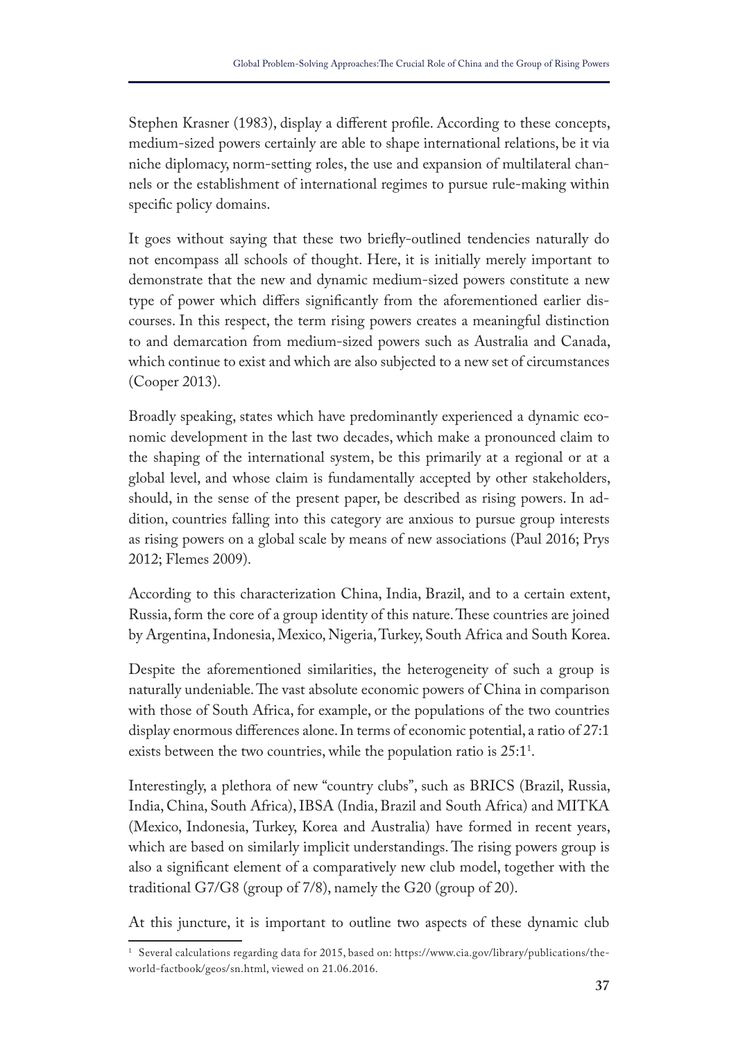Stephen Krasner (1983), display a different profile. According to these concepts, medium-sized powers certainly are able to shape international relations, be it via niche diplomacy, norm-setting roles, the use and expansion of multilateral channels or the establishment of international regimes to pursue rule-making within specific policy domains.

It goes without saying that these two briefly-outlined tendencies naturally do not encompass all schools of thought. Here, it is initially merely important to demonstrate that the new and dynamic medium-sized powers constitute a new type of power which differs significantly from the aforementioned earlier discourses. In this respect, the term rising powers creates a meaningful distinction to and demarcation from medium-sized powers such as Australia and Canada, which continue to exist and which are also subjected to a new set of circumstances (Cooper 2013).

Broadly speaking, states which have predominantly experienced a dynamic economic development in the last two decades, which make a pronounced claim to the shaping of the international system, be this primarily at a regional or at a global level, and whose claim is fundamentally accepted by other stakeholders, should, in the sense of the present paper, be described as rising powers. In addition, countries falling into this category are anxious to pursue group interests as rising powers on a global scale by means of new associations (Paul 2016; Prys 2012; Flemes 2009).

According to this characterization China, India, Brazil, and to a certain extent, Russia, form the core of a group identity of this nature. These countries are joined by Argentina, Indonesia, Mexico, Nigeria, Turkey, South Africa and South Korea.

Despite the aforementioned similarities, the heterogeneity of such a group is naturally undeniable. The vast absolute economic powers of China in comparison with those of South Africa, for example, or the populations of the two countries display enormous differences alone. In terms of economic potential, a ratio of 27:1 exists between the two countries, while the population ratio is 25:1[1].

Interestingly, a plethora of new "country clubs", such as BRICS (Brazil, Russia, India, China, South Africa), IBSA (India, Brazil and South Africa) and MITKA (Mexico, Indonesia, Turkey, Korea and Australia) have formed in recent years, which are based on similarly implicit understandings. The rising powers group is also a significant element of a comparatively new club model, together with the traditional G7/G8 (group of 7/8), namely the G20 (group of 20).

At this juncture, it is important to outline two aspects of these dynamic club

[1] Several calculations regarding data for 2015, based on: https://www.cia.gov/library/publications/the-world-factbook/geos/sn.html, viewed on 21.06.2016.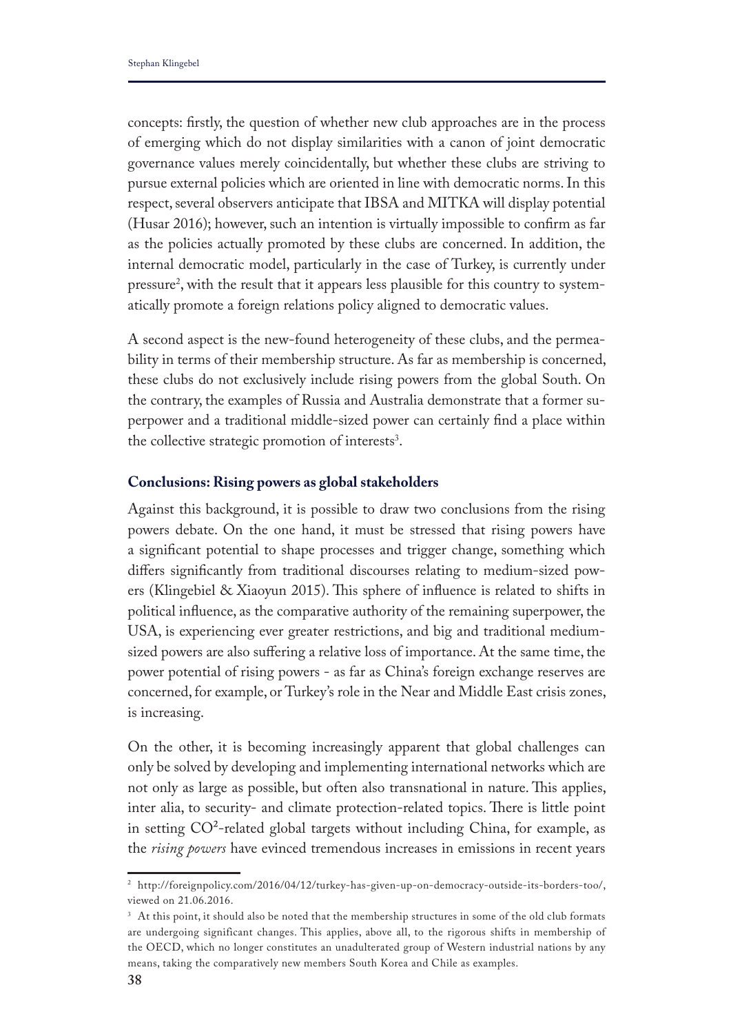concepts: firstly, the question of whether new club approaches are in the process of emerging which do not display similarities with a canon of joint democratic governance values merely coincidentally, but whether these clubs are striving to pursue external policies which are oriented in line with democratic norms. In this respect, several observers anticipate that IBSA and MITKA will display potential (Husar 2016); however, such an intention is virtually impossible to confirm as far as the policies actually promoted by these clubs are concerned. In addition, the internal democratic model, particularly in the case of Turkey, is currently under pressure[2], with the result that it appears less plausible for this country to systematically promote a foreign relations policy aligned to democratic values.

A second aspect is the new-found heterogeneity of these clubs, and the permeability in terms of their membership structure. As far as membership is concerned, these clubs do not exclusively include rising powers from the global South. On the contrary, the examples of Russia and Australia demonstrate that a former superpower and a traditional middle-sized power can certainly find a place within the collective strategic promotion of interests[3].

## Conclusions: Rising powers as global stakeholders

Against this background, it is possible to draw two conclusions from the rising powers debate. On the one hand, it must be stressed that rising powers have a significant potential to shape processes and trigger change, something which differs significantly from traditional discourses relating to medium-sized powers (Klingebiel & Xiaoyun 2015). This sphere of influence is related to shifts in political influence, as the comparative authority of the remaining superpower, the USA, is experiencing ever greater restrictions, and big and traditional medium-sized powers are also suffering a relative loss of importance. At the same time, the power potential of rising powers - as far as China's foreign exchange reserves are concerned, for example, or Turkey's role in the Near and Middle East crisis zones, is increasing.

On the other, it is becoming increasingly apparent that global challenges can only be solved by developing and implementing international networks which are not only as large as possible, but often also transnational in nature. This applies, inter alia, to security- and climate protection-related topics. There is little point in setting $CO^2$-related global targets without including China, for example, as the *rising powers* have evinced tremendous increases in emissions in recent years

[2] http://foreignpolicy.com/2016/04/12/turkey-has-given-up-on-democracy-outside-its-borders-too/, viewed on 21.06.2016.

[3] At this point, it should also be noted that the membership structures in some of the old club formats are undergoing significant changes. This applies, above all, to the rigorous shifts in membership of the OECD, which no longer constitutes an unadulterated group of Western industrial nations by any means, taking the comparatively new members South Korea and Chile as examples.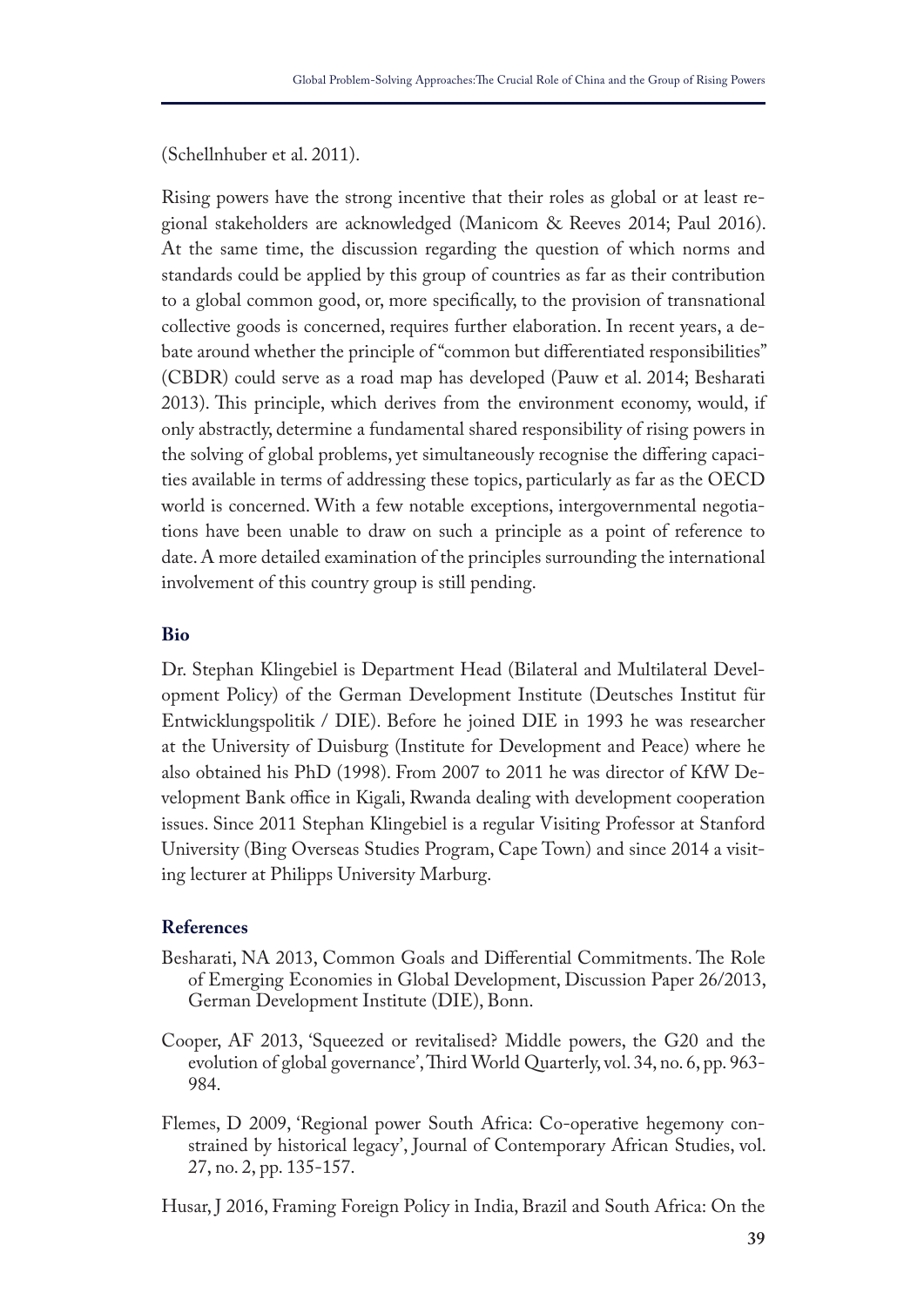(Schellnhuber et al. 2011).

Rising powers have the strong incentive that their roles as global or at least regional stakeholders are acknowledged (Manicom & Reeves 2014; Paul 2016). At the same time, the discussion regarding the question of which norms and standards could be applied by this group of countries as far as their contribution to a global common good, or, more specifically, to the provision of transnational collective goods is concerned, requires further elaboration. In recent years, a debate around whether the principle of "common but differentiated responsibilities" (CBDR) could serve as a road map has developed (Pauw et al. 2014; Besharati 2013). This principle, which derives from the environment economy, would, if only abstractly, determine a fundamental shared responsibility of rising powers in the solving of global problems, yet simultaneously recognise the differing capacities available in terms of addressing these topics, particularly as far as the OECD world is concerned. With a few notable exceptions, intergovernmental negotiations have been unable to draw on such a principle as a point of reference to date. A more detailed examination of the principles surrounding the international involvement of this country group is still pending.

## Bio

Dr. Stephan Klingebiel is Department Head (Bilateral and Multilateral Development Policy) of the German Development Institute (Deutsches Institut für Entwicklungspolitik / DIE). Before he joined DIE in 1993 he was researcher at the University of Duisburg (Institute for Development and Peace) where he also obtained his PhD (1998). From 2007 to 2011 he was director of KfW Development Bank office in Kigali, Rwanda dealing with development cooperation issues. Since 2011 Stephan Klingebiel is a regular Visiting Professor at Stanford University (Bing Overseas Studies Program, Cape Town) and since 2014 a visiting lecturer at Philipps University Marburg.

## References

Besharati, NA 2013, Common Goals and Differential Commitments. The Role of Emerging Economies in Global Development, Discussion Paper 26/2013, German Development Institute (DIE), Bonn.

Cooper, AF 2013, 'Squeezed or revitalised? Middle powers, the G20 and the evolution of global governance', Third World Quarterly, vol. 34, no. 6, pp. 963-984.

Flemes, D 2009, 'Regional power South Africa: Co-operative hegemony constrained by historical legacy', Journal of Contemporary African Studies, vol. 27, no. 2, pp. 135-157.

Husar, J 2016, Framing Foreign Policy in India, Brazil and South Africa: On the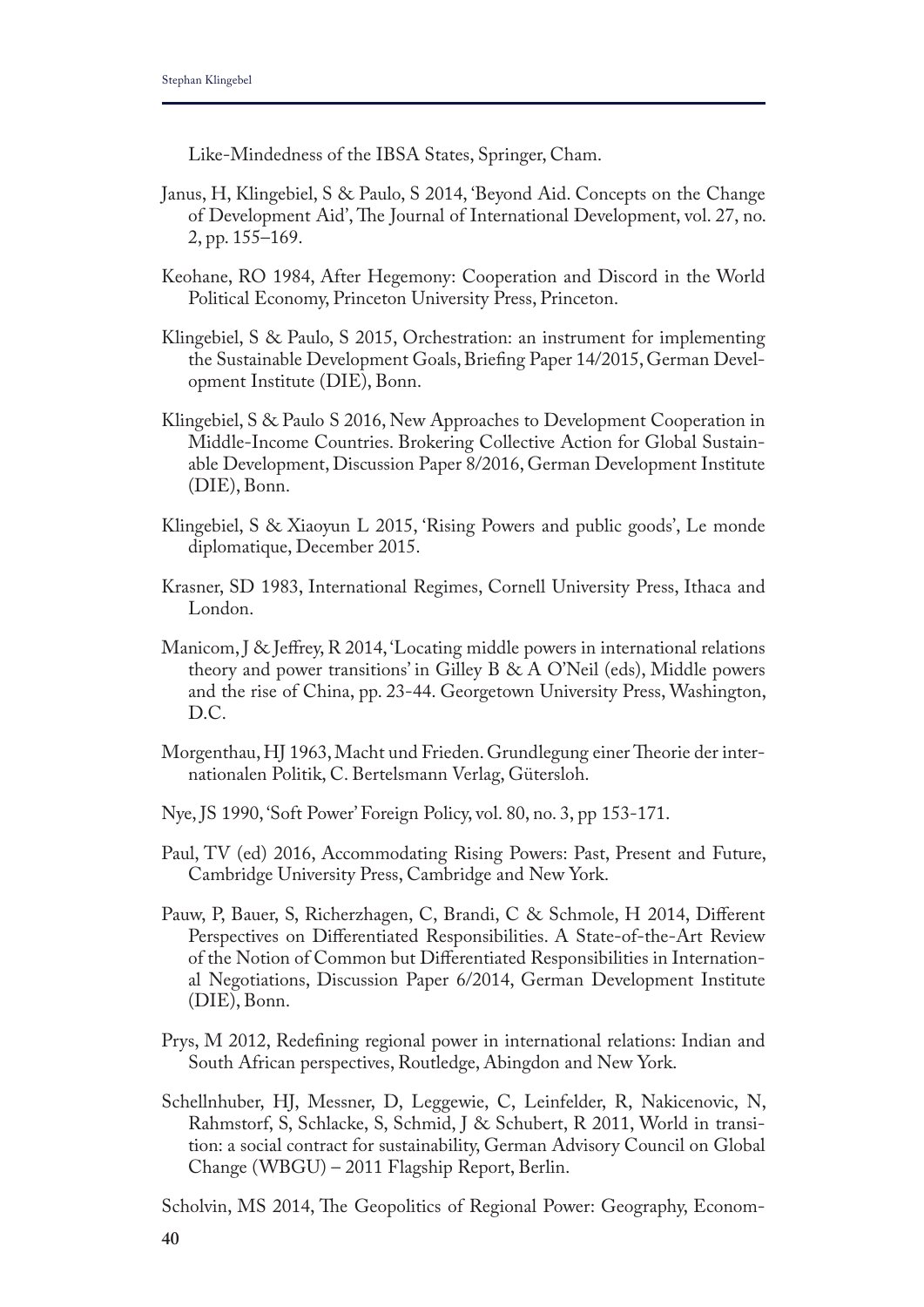Like-Mindedness of the IBSA States, Springer, Cham.

Janus, H, Klingebiel, S & Paulo, S 2014, 'Beyond Aid. Concepts on the Change of Development Aid', The Journal of International Development, vol. 27, no. 2, pp. 155–169.

Keohane, RO 1984, After Hegemony: Cooperation and Discord in the World Political Economy, Princeton University Press, Princeton.

Klingebiel, S & Paulo, S 2015, Orchestration: an instrument for implementing the Sustainable Development Goals, Briefing Paper 14/2015, German Development Institute (DIE), Bonn.

Klingebiel, S & Paulo S 2016, New Approaches to Development Cooperation in Middle-Income Countries. Brokering Collective Action for Global Sustainable Development, Discussion Paper 8/2016, German Development Institute (DIE), Bonn.

Klingebiel, S & Xiaoyun L 2015, 'Rising Powers and public goods', Le monde diplomatique, December 2015.

Krasner, SD 1983, International Regimes, Cornell University Press, Ithaca and London.

Manicom, J & Jeffrey, R 2014, 'Locating middle powers in international relations theory and power transitions' in Gilley B & A O'Neil (eds), Middle powers and the rise of China, pp. 23-44. Georgetown University Press, Washington, D.C.

Morgenthau, HJ 1963, Macht und Frieden. Grundlegung einer Theorie der internationalen Politik, C. Bertelsmann Verlag, Gütersloh.

Nye, JS 1990, 'Soft Power' Foreign Policy, vol. 80, no. 3, pp 153-171.

Paul, TV (ed) 2016, Accommodating Rising Powers: Past, Present and Future, Cambridge University Press, Cambridge and New York.

Pauw, P, Bauer, S, Richerzhagen, C, Brandi, C & Schmole, H 2014, Different Perspectives on Differentiated Responsibilities. A State-of-the-Art Review of the Notion of Common but Differentiated Responsibilities in International Negotiations, Discussion Paper 6/2014, German Development Institute (DIE), Bonn.

Prys, M 2012, Redefining regional power in international relations: Indian and South African perspectives, Routledge, Abingdon and New York.

Schellnhuber, HJ, Messner, D, Leggewie, C, Leinfelder, R, Nakicenovic, N, Rahmstorf, S, Schlacke, S, Schmid, J & Schubert, R 2011, World in transition: a social contract for sustainability, German Advisory Council on Global Change (WBGU) – 2011 Flagship Report, Berlin.

Scholvin, MS 2014, The Geopolitics of Regional Power: Geography, Econom-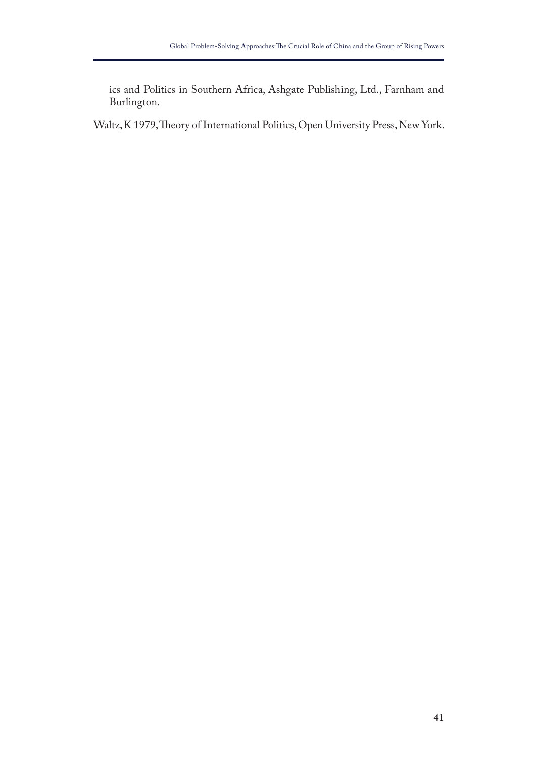ics and Politics in Southern Africa, Ashgate Publishing, Ltd., Farnham and Burlington.

Waltz, K 1979, Theory of International Politics, Open University Press, New York.